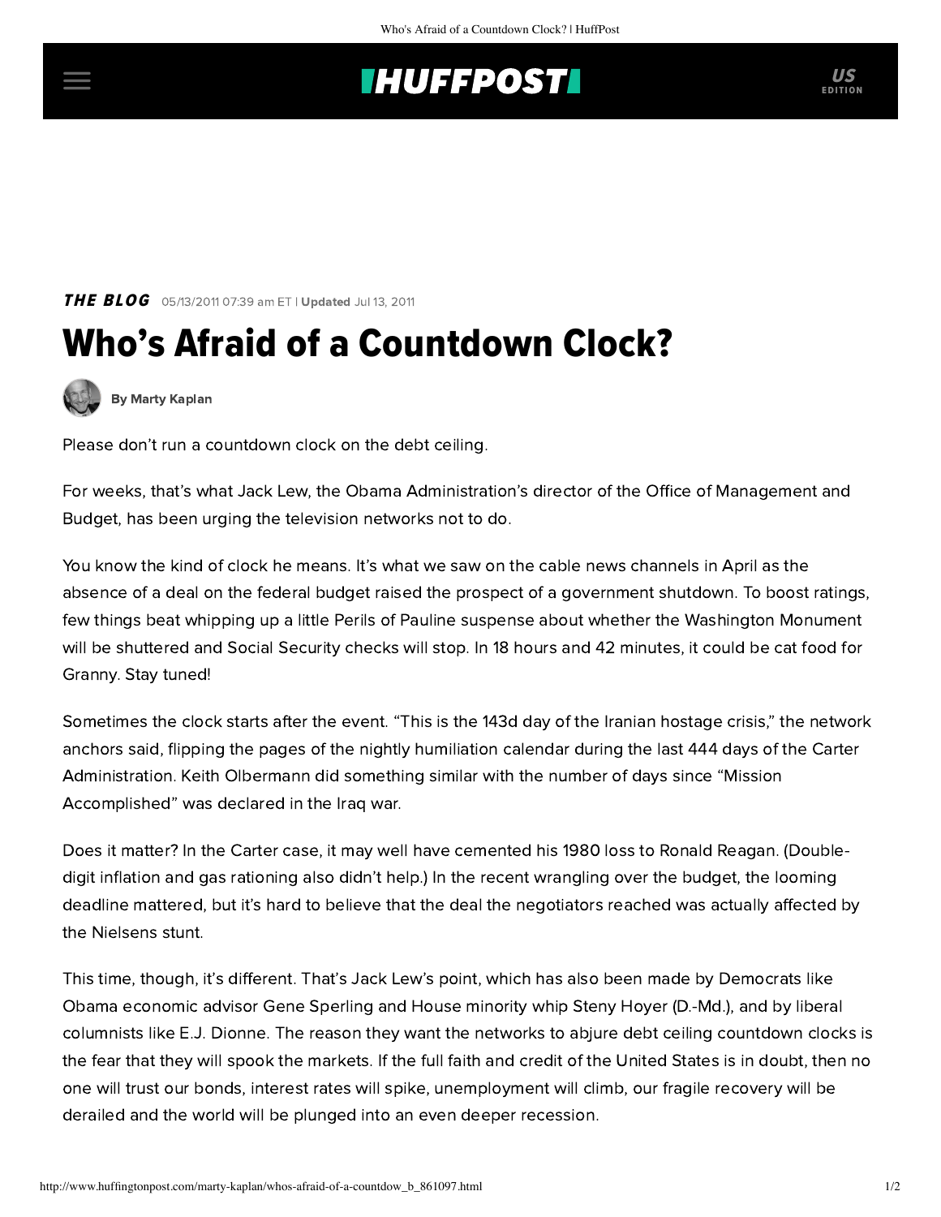**THE BLOG** 05/13/2011 07:39 am ET | **Updated** Jul 13, 2011

# Who's Afraid of a Countdown Clock?

By Marty Kaplan

Please don't run a countdown clock on the debt ceiling.

For weeks, that's what Jack Lew, the Obama Administration's director of the Office of Management and Budget, has been urging the television networks not to do.

You know the kind of clock he means. It's what we saw on the cable news channels in April as the absence of a deal on the federal budget raised the prospect of a government shutdown. To boost ratings, few things beat whipping up a little Perils of Pauline suspense about whether the Washington Monument will be shuttered and Social Security checks will stop. In 18 hours and 42 minutes, it could be cat food for Granny. Stay tuned!

Sometimes the clock starts after the event. "This is the 143d day of the Iranian hostage crisis," the network anchors said, flipping the pages of the nightly humiliation calendar during the last 444 days of the Carter Administration. Keith Olbermann did something similar with the number of days since "Mission Accomplished" was declared in the Iraq war.

Does it matter? In the Carter case, it may well have cemented his 1980 loss to Ronald Reagan. (Double-digit inflation and gas rationing also didn't help.) In the recent wrangling over the budget, the looming deadline mattered, but it's hard to believe that the deal the negotiators reached was actually affected by the Nielsens stunt.

This time, though, it's different. That's Jack Lew's point, which has also been made by Democrats like Obama economic advisor Gene Sperling and House minority whip Steny Hoyer (D.-Md.), and by liberal columnists like E.J. Dionne. The reason they want the networks to abjure debt ceiling countdown clocks is the fear that they will spook the markets. If the full faith and credit of the United States is in doubt, then no one will trust our bonds, interest rates will spike, unemployment will climb, our fragile recovery will be derailed and the world will be plunged into an even deeper recession.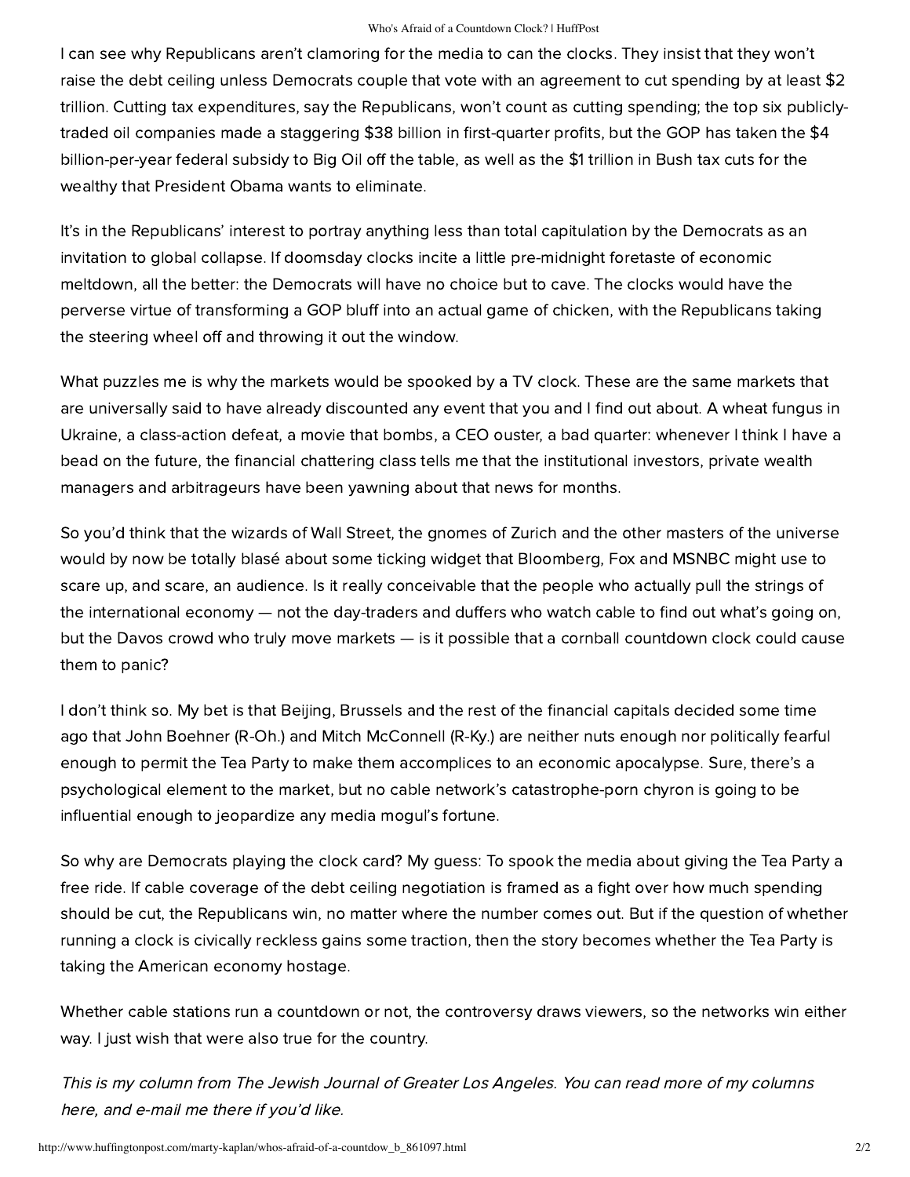I can see why Republicans aren't clamoring for the media to can the clocks. They insist that they won't raise the debt ceiling unless Democrats couple that vote with an agreement to cut spending by at least $2 trillion. Cutting tax expenditures, say the Republicans, won't count as cutting spending; the top six publicly-traded oil companies made a staggering $38 billion in first-quarter profits, but the GOP has taken the $4 billion-per-year federal subsidy to Big Oil off the table, as well as the $1 trillion in Bush tax cuts for the wealthy that President Obama wants to eliminate.

It's in the Republicans' interest to portray anything less than total capitulation by the Democrats as an invitation to global collapse. If doomsday clocks incite a little pre-midnight foretaste of economic meltdown, all the better: the Democrats will have no choice but to cave. The clocks would have the perverse virtue of transforming a GOP bluff into an actual game of chicken, with the Republicans taking the steering wheel off and throwing it out the window.

What puzzles me is why the markets would be spooked by a TV clock. These are the same markets that are universally said to have already discounted any event that you and I find out about. A wheat fungus in Ukraine, a class-action defeat, a movie that bombs, a CEO ouster, a bad quarter: whenever I think I have a bead on the future, the financial chattering class tells me that the institutional investors, private wealth managers and arbitrageurs have been yawning about that news for months.

So you'd think that the wizards of Wall Street, the gnomes of Zurich and the other masters of the universe would by now be totally blasé about some ticking widget that Bloomberg, Fox and MSNBC might use to scare up, and scare, an audience. Is it really conceivable that the people who actually pull the strings of the international economy — not the day-traders and duffers who watch cable to find out what's going on, but the Davos crowd who truly move markets — is it possible that a cornball countdown clock could cause them to panic?

I don't think so. My bet is that Beijing, Brussels and the rest of the financial capitals decided some time ago that John Boehner (R-Oh.) and Mitch McConnell (R-Ky.) are neither nuts enough nor politically fearful enough to permit the Tea Party to make them accomplices to an economic apocalypse. Sure, there's a psychological element to the market, but no cable network's catastrophe-porn chyron is going to be influential enough to jeopardize any media mogul's fortune.

So why are Democrats playing the clock card? My guess: To spook the media about giving the Tea Party a free ride. If cable coverage of the debt ceiling negotiation is framed as a fight over how much spending should be cut, the Republicans win, no matter where the number comes out. But if the question of whether running a clock is civically reckless gains some traction, then the story becomes whether the Tea Party is taking the American economy hostage.

Whether cable stations run a countdown or not, the controversy draws viewers, so the networks win either way. I just wish that were also true for the country.

*This is my column from The Jewish Journal of Greater Los Angeles. You can read more of my columns here, and e-mail me there if you'd like.*